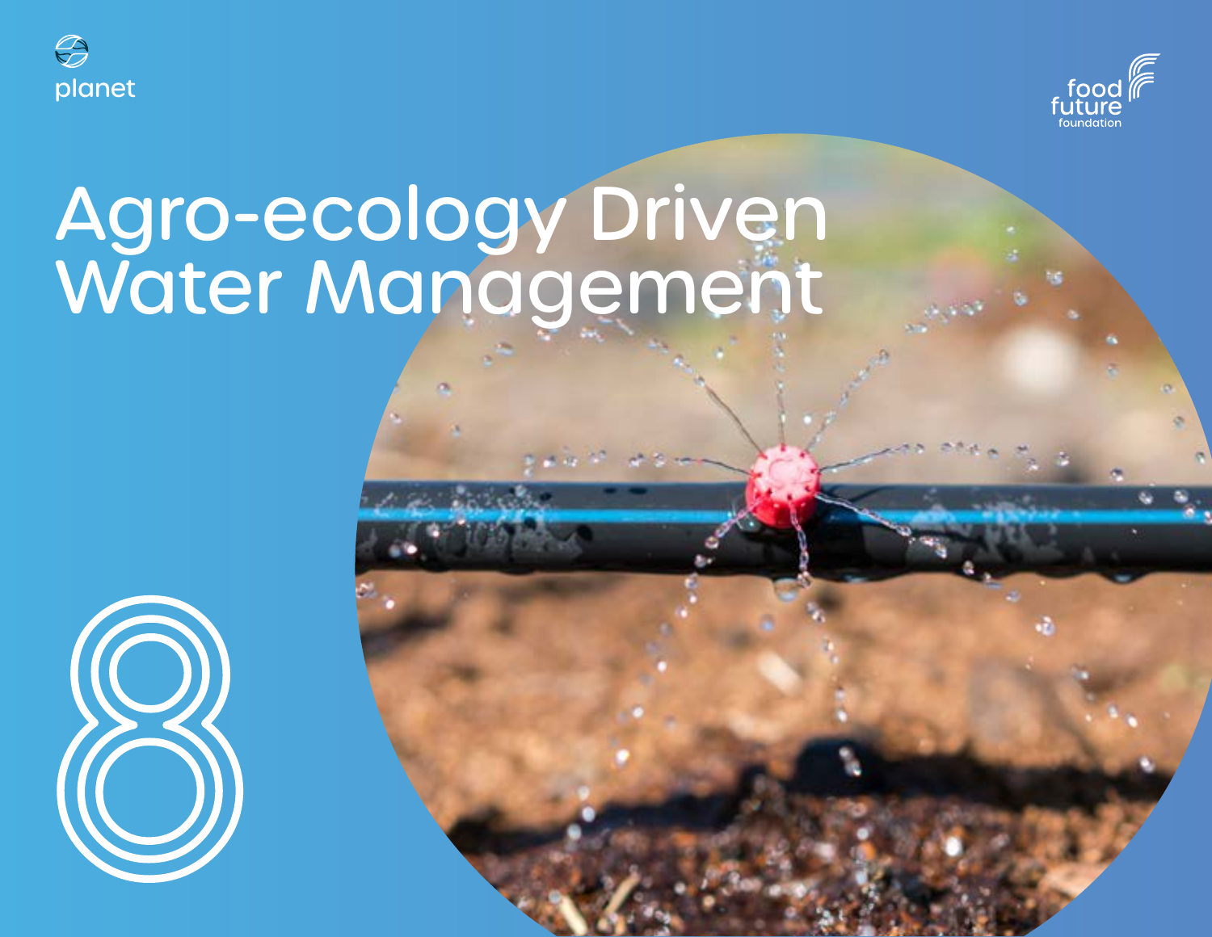planet

food future foundation

# Agro-ecology Driven Water Management

8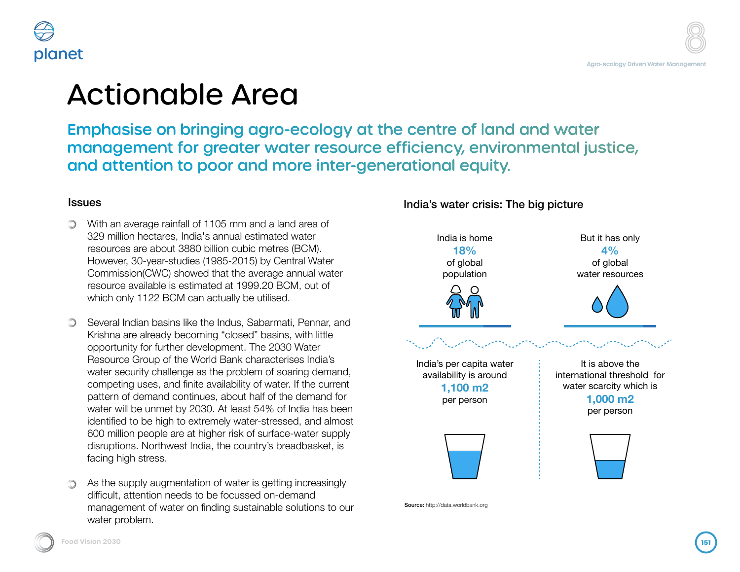# Actionable Area

## Emphasise on bringing agro-ecology at the centre of land and water management for greater water resource efficiency, environmental justice, and attention to poor and more inter-generational equity.

### Issues

- With an average rainfall of 1105 mm and a land area of 329 million hectares, India's annual estimated water resources are about 3880 billion cubic metres (BCM). However, 30-year-studies (1985-2015) by Central Water Commission(CWC) showed that the average annual water resource available is estimated at 1999.20 BCM, out of which only 1122 BCM can actually be utilised.

- Several Indian basins like the Indus, Sabarmati, Pennar, and Krishna are already becoming "closed" basins, with little opportunity for further development. The 2030 Water Resource Group of the World Bank characterises India's water security challenge as the problem of soaring demand, competing uses, and finite availability of water. If the current pattern of demand continues, about half of the demand for water will be unmet by 2030. At least 54% of India has been identified to be high to extremely water-stressed, and almost 600 million people are at higher risk of surface-water supply disruptions. Northwest India, the country's breadbasket, is facing high stress.

- As the supply augmentation of water is getting increasingly difficult, attention needs to be focussed on-demand management of water on finding sustainable solutions to our water problem.

### India's water crisis: The big picture

India is home **18%** of global population

But it has only **4%** of global water resources

India's per capita water availability is around **1,100 m2** per person

It is above the international threshold for water scarcity which is **1,000 m2** per person

**Source:** http://data.worldbank.org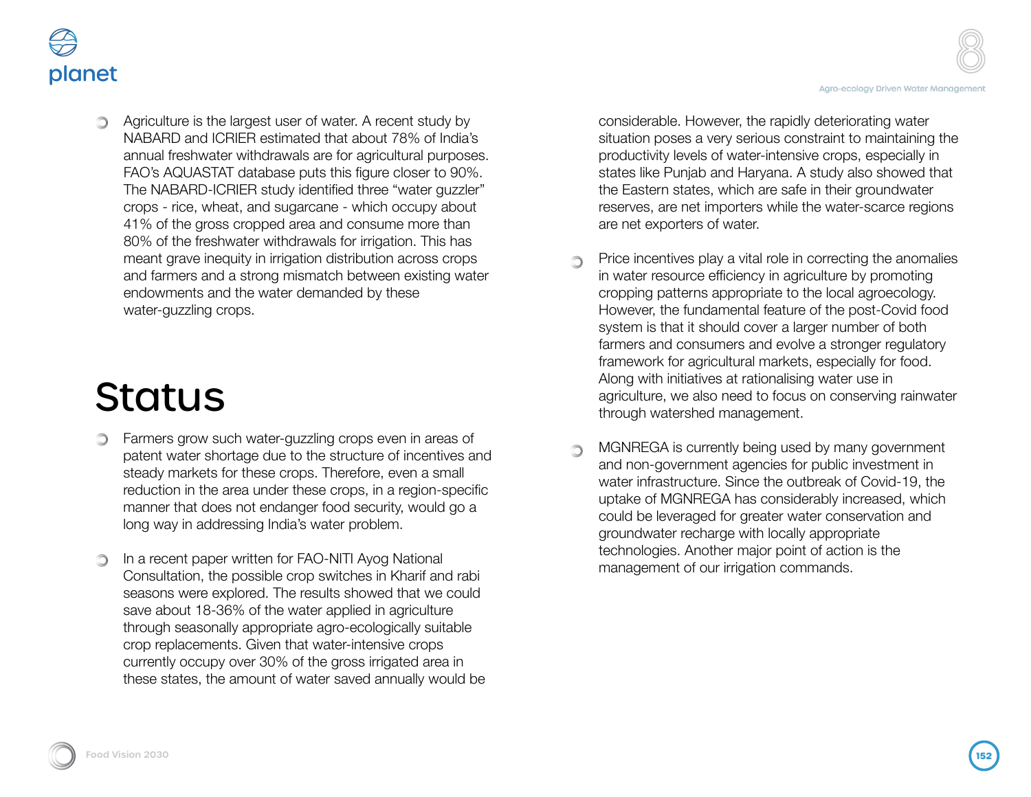- Agriculture is the largest user of water. A recent study by NABARD and ICRIER estimated that about 78% of India's annual freshwater withdrawals are for agricultural purposes. FAO's AQUASTAT database puts this figure closer to 90%. The NABARD-ICRIER study identified three "water guzzler" crops - rice, wheat, and sugarcane - which occupy about 41% of the gross cropped area and consume more than 80% of the freshwater withdrawals for irrigation. This has meant grave inequity in irrigation distribution across crops and farmers and a strong mismatch between existing water endowments and the water demanded by these water-guzzling crops.

# Status

- Farmers grow such water-guzzling crops even in areas of patent water shortage due to the structure of incentives and steady markets for these crops. Therefore, even a small reduction in the area under these crops, in a region-specific manner that does not endanger food security, would go a long way in addressing India's water problem.

- In a recent paper written for FAO-NITI Ayog National Consultation, the possible crop switches in Kharif and rabi seasons were explored. The results showed that we could save about 18-36% of the water applied in agriculture through seasonally appropriate agro-ecologically suitable crop replacements. Given that water-intensive crops currently occupy over 30% of the gross irrigated area in these states, the amount of water saved annually would be considerable. However, the rapidly deteriorating water situation poses a very serious constraint to maintaining the productivity levels of water-intensive crops, especially in states like Punjab and Haryana. A study also showed that the Eastern states, which are safe in their groundwater reserves, are net importers while the water-scarce regions are net exporters of water.

- Price incentives play a vital role in correcting the anomalies in water resource efficiency in agriculture by promoting cropping patterns appropriate to the local agroecology. However, the fundamental feature of the post-Covid food system is that it should cover a larger number of both farmers and consumers and evolve a stronger regulatory framework for agricultural markets, especially for food. Along with initiatives at rationalising water use in agriculture, we also need to focus on conserving rainwater through watershed management.

- MGNREGA is currently being used by many government and non-government agencies for public investment in water infrastructure. Since the outbreak of Covid-19, the uptake of MGNREGA has considerably increased, which could be leveraged for greater water conservation and groundwater recharge with locally appropriate technologies. Another major point of action is the management of our irrigation commands.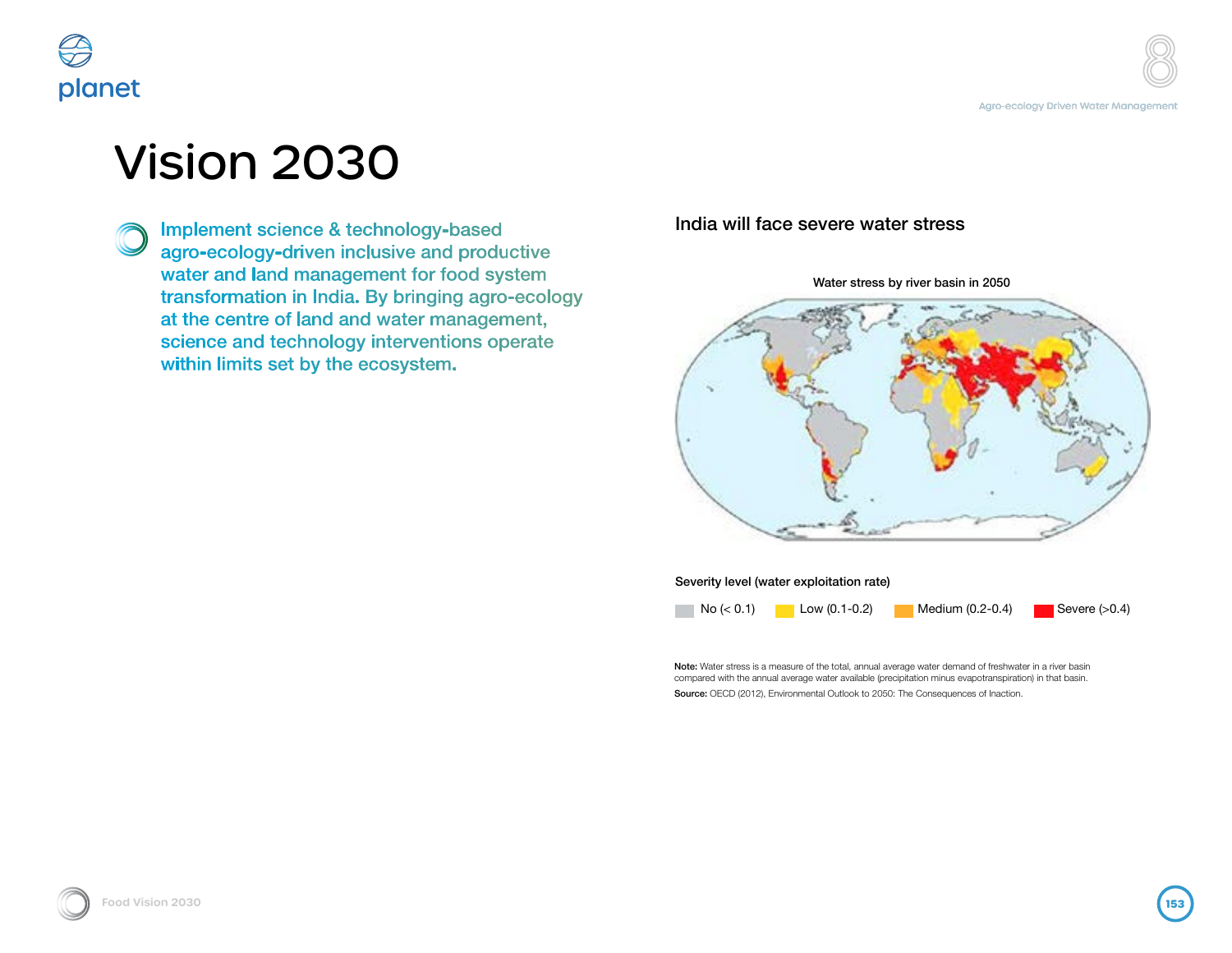# Vision 2030

Implement science & technology-based agro-ecology-driven inclusive and productive water and land management for food system transformation in India. By bringing agro-ecology at the centre of land and water management, science and technology interventions operate within limits set by the ecosystem.

## India will face severe water stress

Water stress by river basin in 2050

Severity level (water exploitation rate)

No (< 0.1) | Low (0.1-0.2) | Medium (0.2-0.4) | Severe (>0.4)

**Note:** Water stress is a measure of the total, annual average water demand of freshwater in a river basin compared with the annual average water available (precipitation minus evapotranspiration) in that basin.

**Source:** OECD (2012), Environmental Outlook to 2050: The Consequences of Inaction.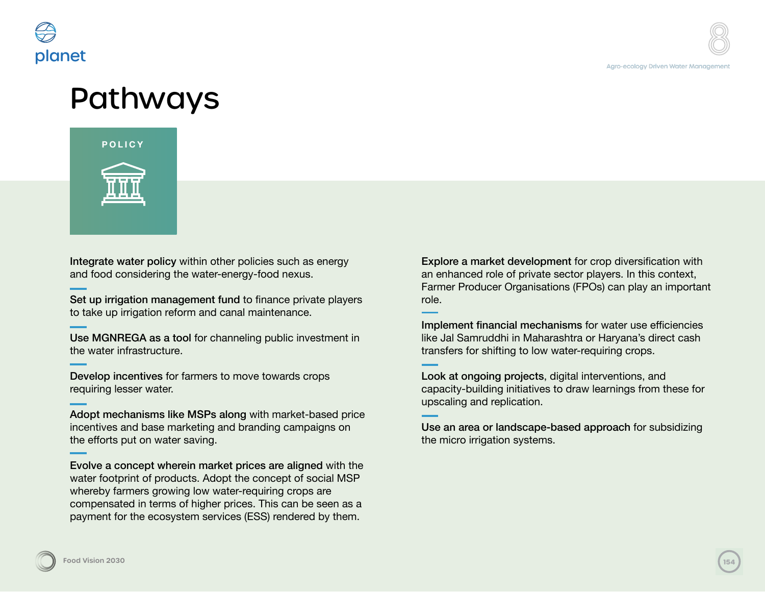# Pathways

## POLICY

**Integrate water policy** within other policies such as energy and food considering the water-energy-food nexus.

**Set up irrigation management fund** to finance private players to take up irrigation reform and canal maintenance.

**Use MGNREGA as a tool** for channeling public investment in the water infrastructure.

**Develop incentives** for farmers to move towards crops requiring lesser water.

**Adopt mechanisms like MSPs along** with market-based price incentives and base marketing and branding campaigns on the efforts put on water saving.

**Evolve a concept wherein market prices are aligned** with the water footprint of products. Adopt the concept of social MSP whereby farmers growing low water-requiring crops are compensated in terms of higher prices. This can be seen as a payment for the ecosystem services (ESS) rendered by them.

**Explore a market development** for crop diversification with an enhanced role of private sector players. In this context, Farmer Producer Organisations (FPOs) can play an important role.

**Implement financial mechanisms** for water use efficiencies like Jal Samruddhi in Maharashtra or Haryana's direct cash transfers for shifting to low water-requiring crops.

**Look at ongoing projects**, digital interventions, and capacity-building initiatives to draw learnings from these for upscaling and replication.

**Use an area or landscape-based approach** for subsidizing the micro irrigation systems.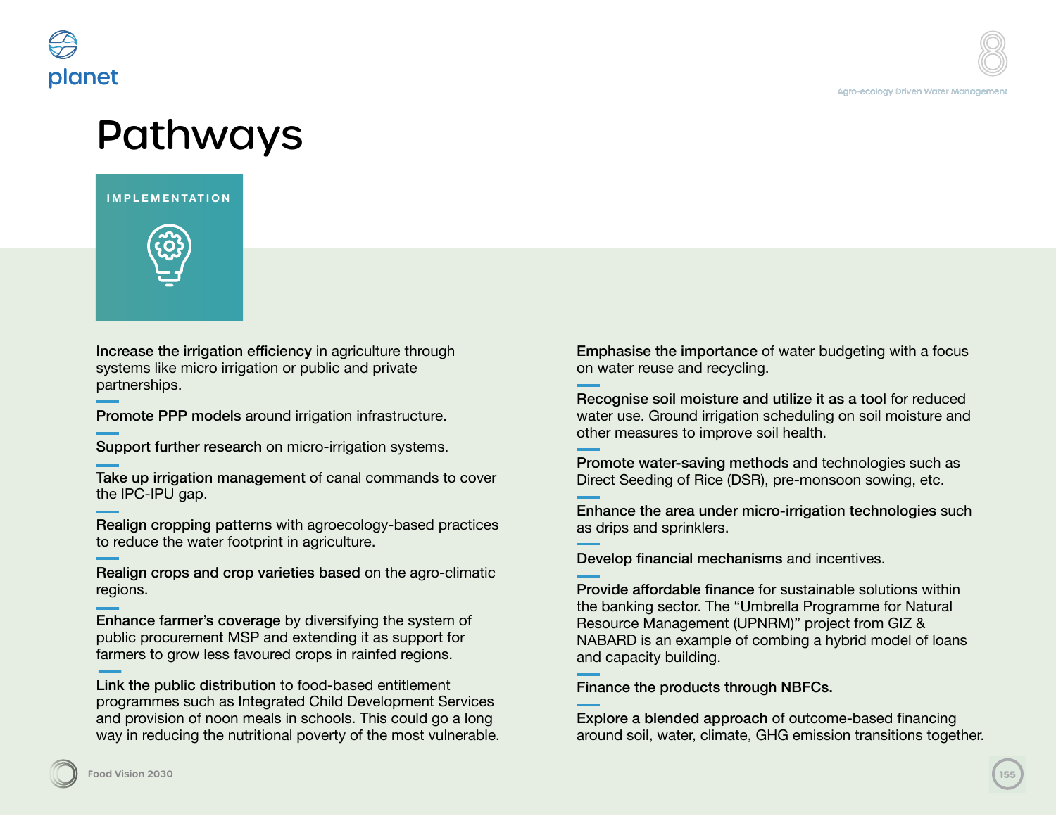# Pathways

## IMPLEMENTATION

**Increase the irrigation efficiency** in agriculture through systems like micro irrigation or public and private partnerships.

**Promote PPP models** around irrigation infrastructure.

**Support further research** on micro-irrigation systems.

**Take up irrigation management** of canal commands to cover the IPC-IPU gap.

**Realign cropping patterns** with agroecology-based practices to reduce the water footprint in agriculture.

**Realign crops and crop varieties based** on the agro-climatic regions.

**Enhance farmer's coverage** by diversifying the system of public procurement MSP and extending it as support for farmers to grow less favoured crops in rainfed regions.

**Link the public distribution** to food-based entitlement programmes such as Integrated Child Development Services and provision of noon meals in schools. This could go a long way in reducing the nutritional poverty of the most vulnerable.

**Emphasise the importance** of water budgeting with a focus on water reuse and recycling.

**Recognise soil moisture and utilize it as a tool** for reduced water use. Ground irrigation scheduling on soil moisture and other measures to improve soil health.

**Promote water-saving methods** and technologies such as Direct Seeding of Rice (DSR), pre-monsoon sowing, etc.

**Enhance the area under micro-irrigation technologies** such as drips and sprinklers.

**Develop financial mechanisms** and incentives.

**Provide affordable finance** for sustainable solutions within the banking sector. The "Umbrella Programme for Natural Resource Management (UPNRM)" project from GIZ & NABARD is an example of combing a hybrid model of loans and capacity building.

**Finance the products through NBFCs.**

**Explore a blended approach** of outcome-based financing around soil, water, climate, GHG emission transitions together.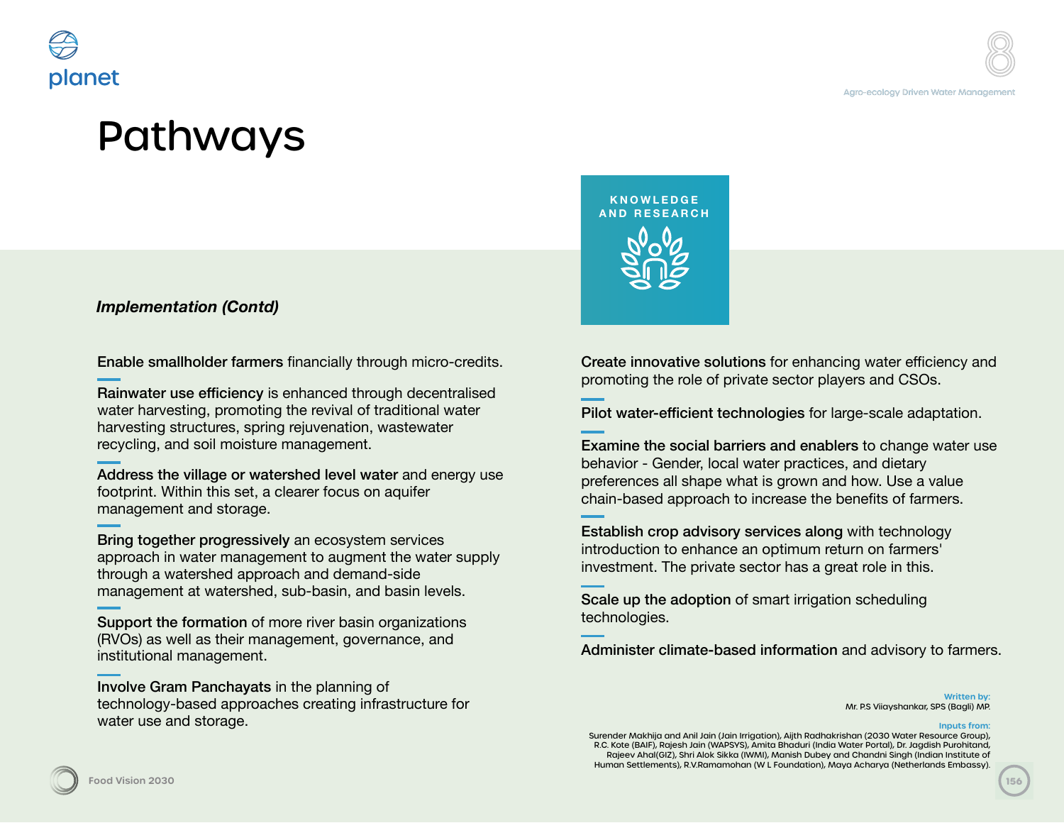# Pathways

KNOWLEDGE AND RESEARCH

*Implementation (Contd)*

**Enable smallholder farmers** financially through micro-credits.

**Rainwater use efficiency** is enhanced through decentralised water harvesting, promoting the revival of traditional water harvesting structures, spring rejuvenation, wastewater recycling, and soil moisture management.

**Address the village or watershed level water** and energy use footprint. Within this set, a clearer focus on aquifer management and storage.

**Bring together progressively** an ecosystem services approach in water management to augment the water supply through a watershed approach and demand-side management at watershed, sub-basin, and basin levels.

**Support the formation** of more river basin organizations (RVOs) as well as their management, governance, and institutional management.

**Involve Gram Panchayats** in the planning of technology-based approaches creating infrastructure for water use and storage.

**Create innovative solutions** for enhancing water efficiency and promoting the role of private sector players and CSOs.

**Pilot water-efficient technologies** for large-scale adaptation.

**Examine the social barriers and enablers** to change water use behavior - Gender, local water practices, and dietary preferences all shape what is grown and how. Use a value chain-based approach to increase the benefits of farmers.

**Establish crop advisory services along** with technology introduction to enhance an optimum return on farmers' investment. The private sector has a great role in this.

**Scale up the adoption** of smart irrigation scheduling technologies.

**Administer climate-based information** and advisory to farmers.

**Written by:**
Mr. P.S Viiayshankar, SPS (Bagli) MP.

**Inputs from:**
Surender Makhija and Anil Jain (Jain Irrigation), Aijth Radhakrishan (2030 Water Resource Group), R.C. Kote (BAIF), Rajesh Jain (WAPSYS), Amita Bhaduri (India Water Portal), Dr. Jagdish Purohitand, Rajeev Ahal(GIZ), Shri Alok Sikka (IWMI), Manish Dubey and Chandni Singh (Indian Institute of Human Settlements), R.V.Ramamohan (W L Foundation), Maya Acharya (Netherlands Embassy).